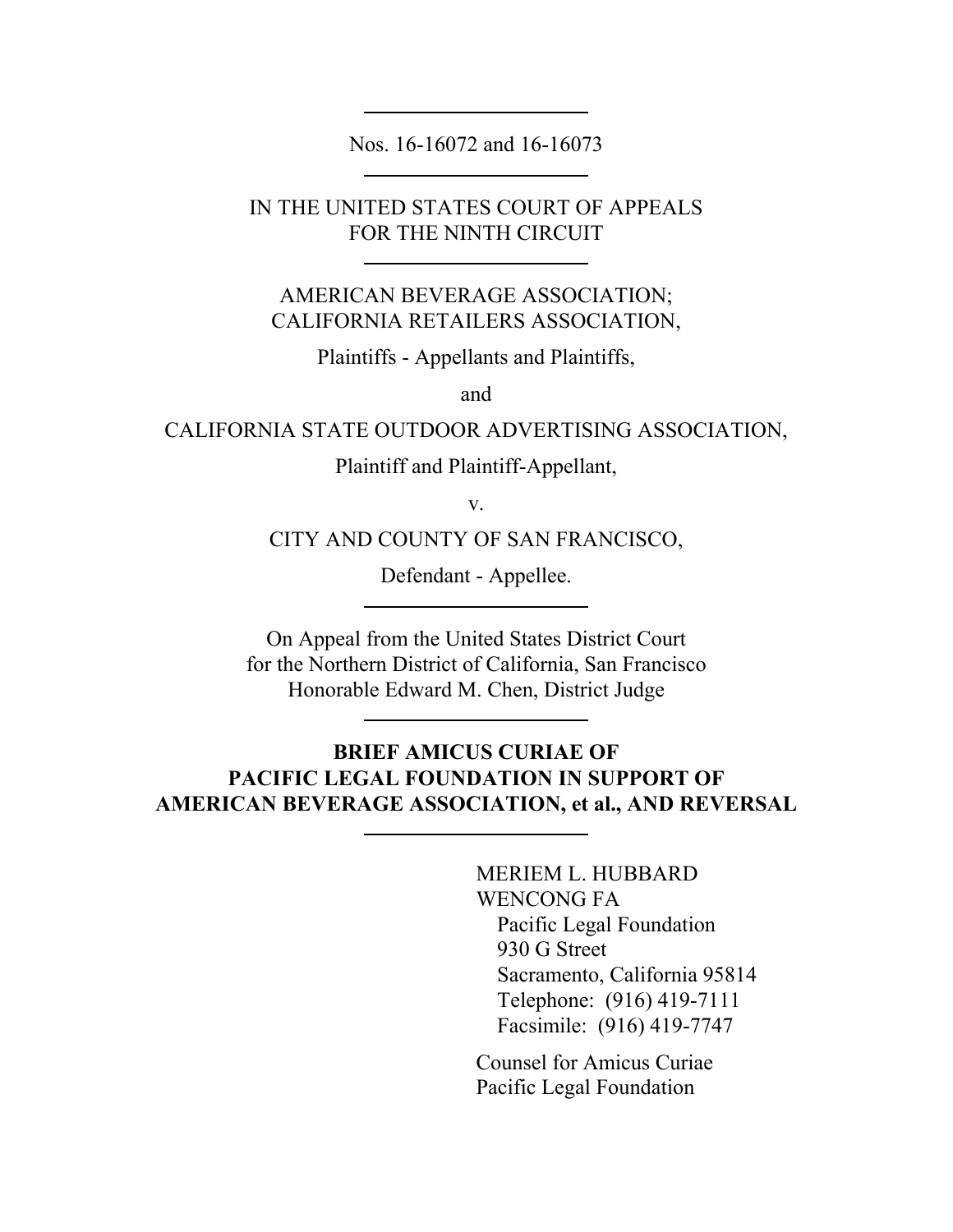Nos. 16-16072 and 16-16073

IN THE UNITED STATES COURT OF APPEALS
FOR THE NINTH CIRCUIT

AMERICAN BEVERAGE ASSOCIATION;
CALIFORNIA RETAILERS ASSOCIATION,

Plaintiffs - Appellants and Plaintiffs,

and

CALIFORNIA STATE OUTDOOR ADVERTISING ASSOCIATION,

Plaintiff and Plaintiff-Appellant,

v.

CITY AND COUNTY OF SAN FRANCISCO,

Defendant - Appellee.

On Appeal from the United States District Court
for the Northern District of California, San Francisco
Honorable Edward M. Chen, District Judge

**BRIEF AMICUS CURIAE OF**
**PACIFIC LEGAL FOUNDATION IN SUPPORT OF**
**AMERICAN BEVERAGE ASSOCIATION, et al., AND REVERSAL**

MERIEM L. HUBBARD
WENCONG FA
Pacific Legal Foundation
930 G Street
Sacramento, California 95814
Telephone: (916) 419-7111
Facsimile: (916) 419-7747

Counsel for Amicus Curiae
Pacific Legal Foundation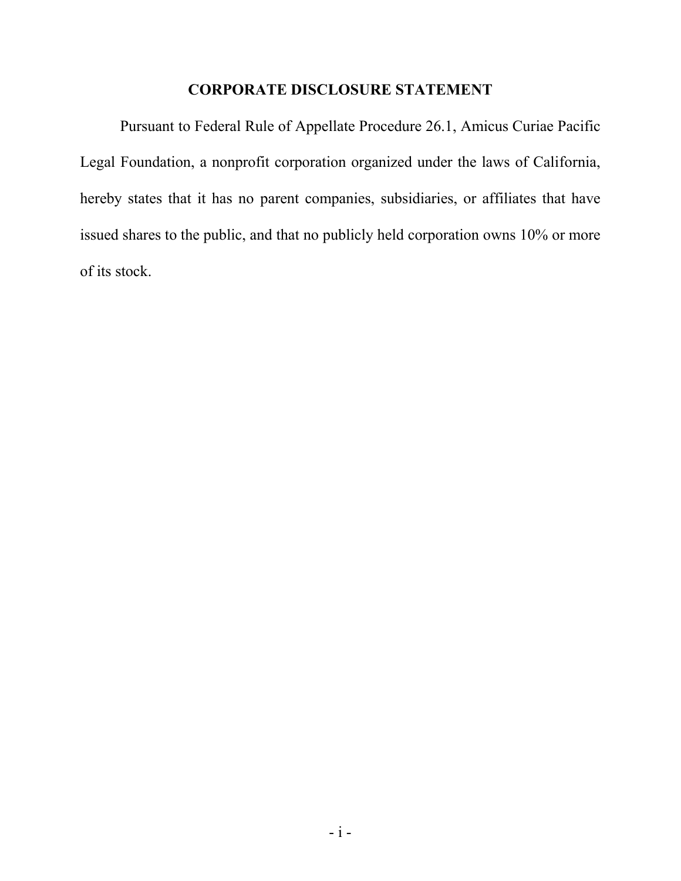# CORPORATE DISCLOSURE STATEMENT

Pursuant to Federal Rule of Appellate Procedure 26.1, Amicus Curiae Pacific Legal Foundation, a nonprofit corporation organized under the laws of California, hereby states that it has no parent companies, subsidiaries, or affiliates that have issued shares to the public, and that no publicly held corporation owns 10% or more of its stock.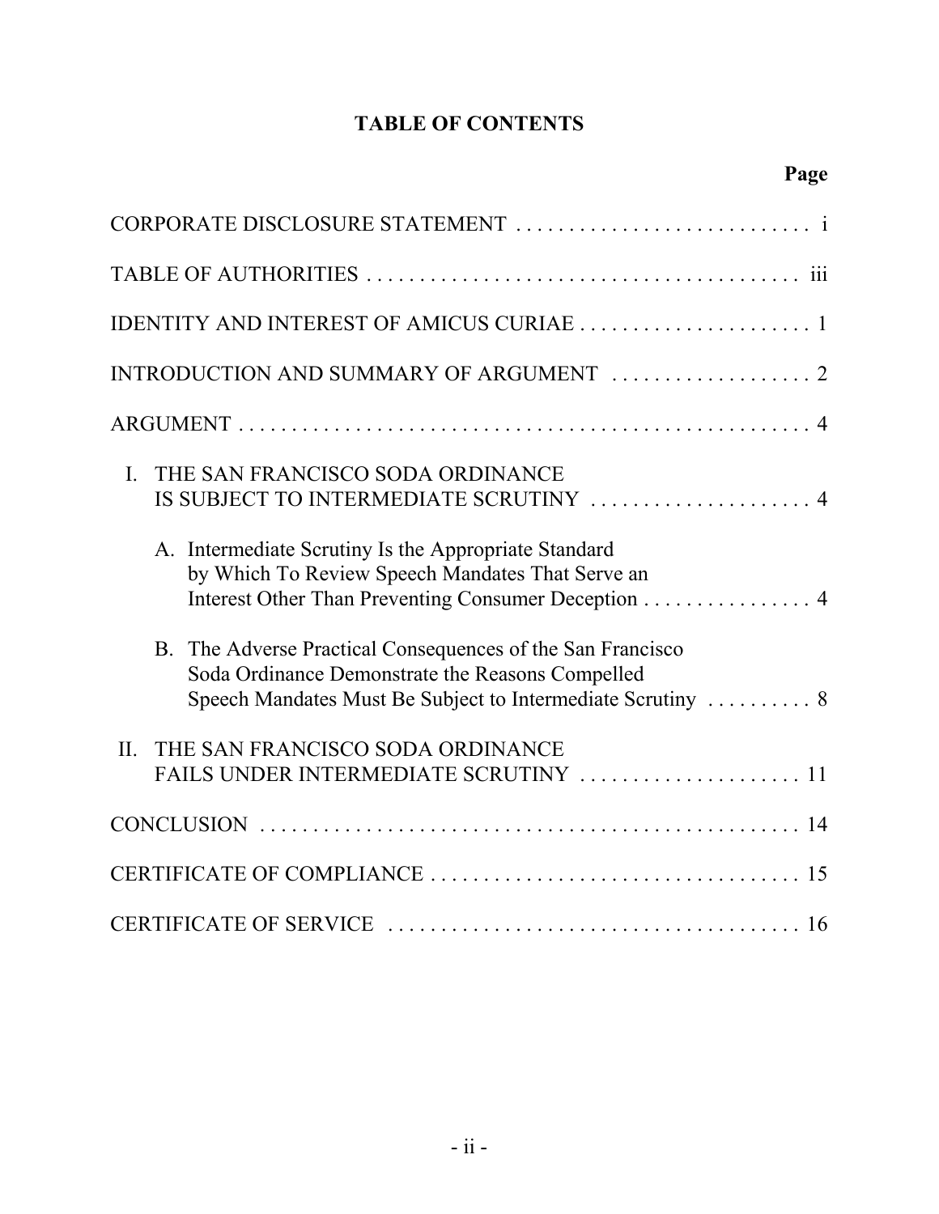# TABLE OF CONTENTS

| | Page |
|---|---|
| CORPORATE DISCLOSURE STATEMENT | i |
| TABLE OF AUTHORITIES | iii |
| IDENTITY AND INTEREST OF AMICUS CURIAE | 1 |
| INTRODUCTION AND SUMMARY OF ARGUMENT | 2 |
| ARGUMENT | 4 |
| I. THE SAN FRANCISCO SODA ORDINANCE IS SUBJECT TO INTERMEDIATE SCRUTINY | 4 |
| A. Intermediate Scrutiny Is the Appropriate Standard by Which To Review Speech Mandates That Serve an Interest Other Than Preventing Consumer Deception | 4 |
| B. The Adverse Practical Consequences of the San Francisco Soda Ordinance Demonstrate the Reasons Compelled Speech Mandates Must Be Subject to Intermediate Scrutiny | 8 |
| II. THE SAN FRANCISCO SODA ORDINANCE FAILS UNDER INTERMEDIATE SCRUTINY | 11 |
| CONCLUSION | 14 |
| CERTIFICATE OF COMPLIANCE | 15 |
| CERTIFICATE OF SERVICE | 16 |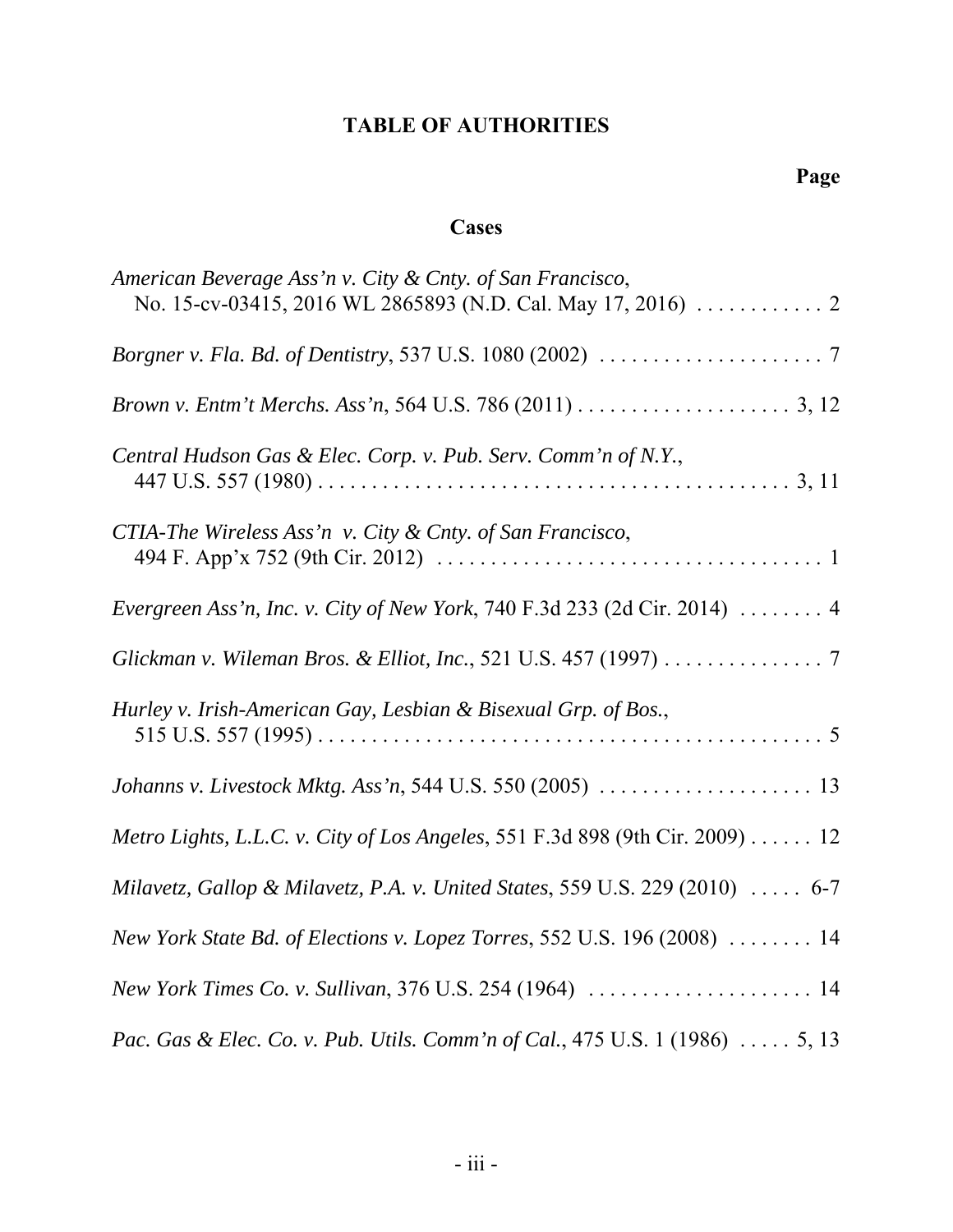# TABLE OF AUTHORITIES

**Page**

## Cases

*American Beverage Ass'n v. City & Cnty. of San Francisco*, No. 15-cv-03415, 2016 WL 2865893 (N.D. Cal. May 17, 2016) . . . . . . . . . . . . 2

*Borgner v. Fla. Bd. of Dentistry*, 537 U.S. 1080 (2002) . . . . . . . . . . . . . . . . . . . . . 7

*Brown v. Entm't Merchs. Ass'n*, 564 U.S. 786 (2011) . . . . . . . . . . . . . . . . . . . . 3, 12

*Central Hudson Gas & Elec. Corp. v. Pub. Serv. Comm'n of N.Y.*, 447 U.S. 557 (1980) . . . . . . . . . . . . . . . . . . . . . . . . . . . . . . . . . . . . . . . . . . . 3, 11

*CTIA-The Wireless Ass'n v. City & Cnty. of San Francisco*, 494 F. App'x 752 (9th Cir. 2012) . . . . . . . . . . . . . . . . . . . . . . . . . . . . . . . . . . . 1

*Evergreen Ass'n, Inc. v. City of New York*, 740 F.3d 233 (2d Cir. 2014) . . . . . . . . 4

*Glickman v. Wileman Bros. & Elliot, Inc.*, 521 U.S. 457 (1997) . . . . . . . . . . . . . . . 7

*Hurley v. Irish-American Gay, Lesbian & Bisexual Grp. of Bos.*, 515 U.S. 557 (1995) . . . . . . . . . . . . . . . . . . . . . . . . . . . . . . . . . . . . . . . . . . . . . . . 5

*Johanns v. Livestock Mktg. Ass'n*, 544 U.S. 550 (2005) . . . . . . . . . . . . . . . . . . . . 13

*Metro Lights, L.L.C. v. City of Los Angeles*, 551 F.3d 898 (9th Cir. 2009) . . . . . . 12

*Milavetz, Gallop & Milavetz, P.A. v. United States*, 559 U.S. 229 (2010) . . . . . 6-7

*New York State Bd. of Elections v. Lopez Torres*, 552 U.S. 196 (2008) . . . . . . . . 14

*New York Times Co. v. Sullivan*, 376 U.S. 254 (1964) . . . . . . . . . . . . . . . . . . . . . 14

*Pac. Gas & Elec. Co. v. Pub. Utils. Comm'n of Cal.*, 475 U.S. 1 (1986) . . . . . 5, 13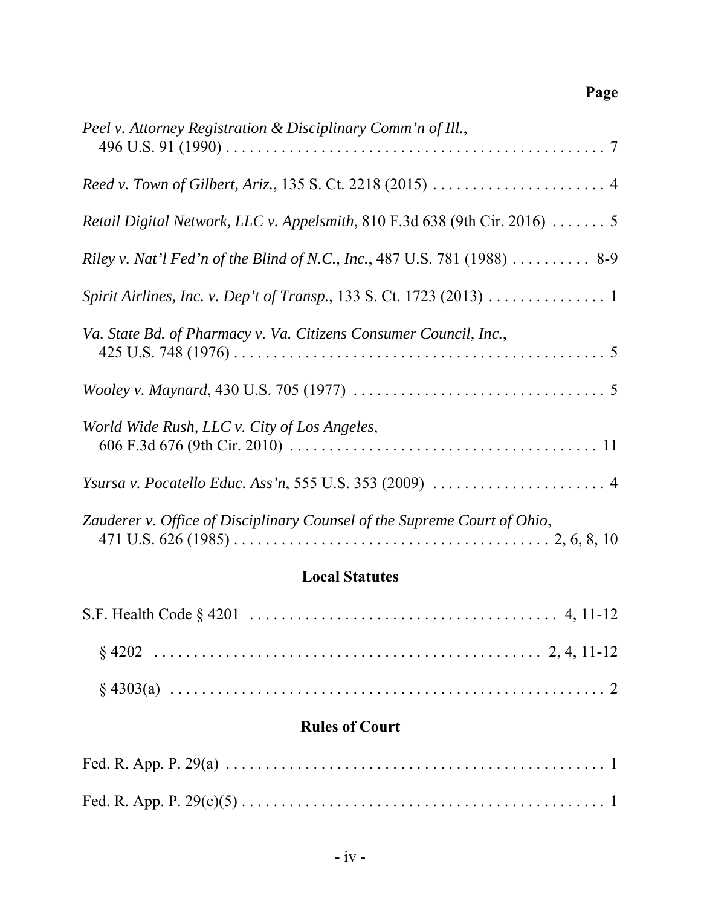**Page**

*Peel v. Attorney Registration & Disciplinary Comm'n of Ill.*, 496 U.S. 91 (1990) . . . . . . . . . . . . . . . . . . . . . . . . . . . . . . . . . . . . . . . . . . . . . . . . . 7

*Reed v. Town of Gilbert, Ariz.*, 135 S. Ct. 2218 (2015) . . . . . . . . . . . . . . . . . . . . . . 4

*Retail Digital Network, LLC v. Appelsmith*, 810 F.3d 638 (9th Cir. 2016) . . . . . . . 5

*Riley v. Nat'l Fed'n of the Blind of N.C., Inc.*, 487 U.S. 781 (1988) . . . . . . . . . . 8-9

*Spirit Airlines, Inc. v. Dep't of Transp.*, 133 S. Ct. 1723 (2013) . . . . . . . . . . . . . . . 1

*Va. State Bd. of Pharmacy v. Va. Citizens Consumer Council, Inc.*, 425 U.S. 748 (1976) . . . . . . . . . . . . . . . . . . . . . . . . . . . . . . . . . . . . . . . . . . . . . . . . 5

*Wooley v. Maynard*, 430 U.S. 705 (1977) . . . . . . . . . . . . . . . . . . . . . . . . . . . . . . . . 5

*World Wide Rush, LLC v. City of Los Angeles*, 606 F.3d 676 (9th Cir. 2010) . . . . . . . . . . . . . . . . . . . . . . . . . . . . . . . . . . . . . . 11

*Ysursa v. Pocatello Educ. Ass'n*, 555 U.S. 353 (2009) . . . . . . . . . . . . . . . . . . . . . . 4

*Zauderer v. Office of Disciplinary Counsel of the Supreme Court of Ohio*, 471 U.S. 626 (1985) . . . . . . . . . . . . . . . . . . . . . . . . . . . . . . . . . . . . . . . 2, 6, 8, 10

## Local Statutes

S.F. Health Code § 4201 . . . . . . . . . . . . . . . . . . . . . . . . . . . . . . . . . . . . . . 4, 11-12

§ 4202 . . . . . . . . . . . . . . . . . . . . . . . . . . . . . . . . . . . . . . . . . . . . . . . . 2, 4, 11-12

§ 4303(a) . . . . . . . . . . . . . . . . . . . . . . . . . . . . . . . . . . . . . . . . . . . . . . . . . . . . . . 2

## Rules of Court

Fed. R. App. P. 29(a) . . . . . . . . . . . . . . . . . . . . . . . . . . . . . . . . . . . . . . . . . . . . . . . 1

Fed. R. App. P. 29(c)(5) . . . . . . . . . . . . . . . . . . . . . . . . . . . . . . . . . . . . . . . . . . . . . 1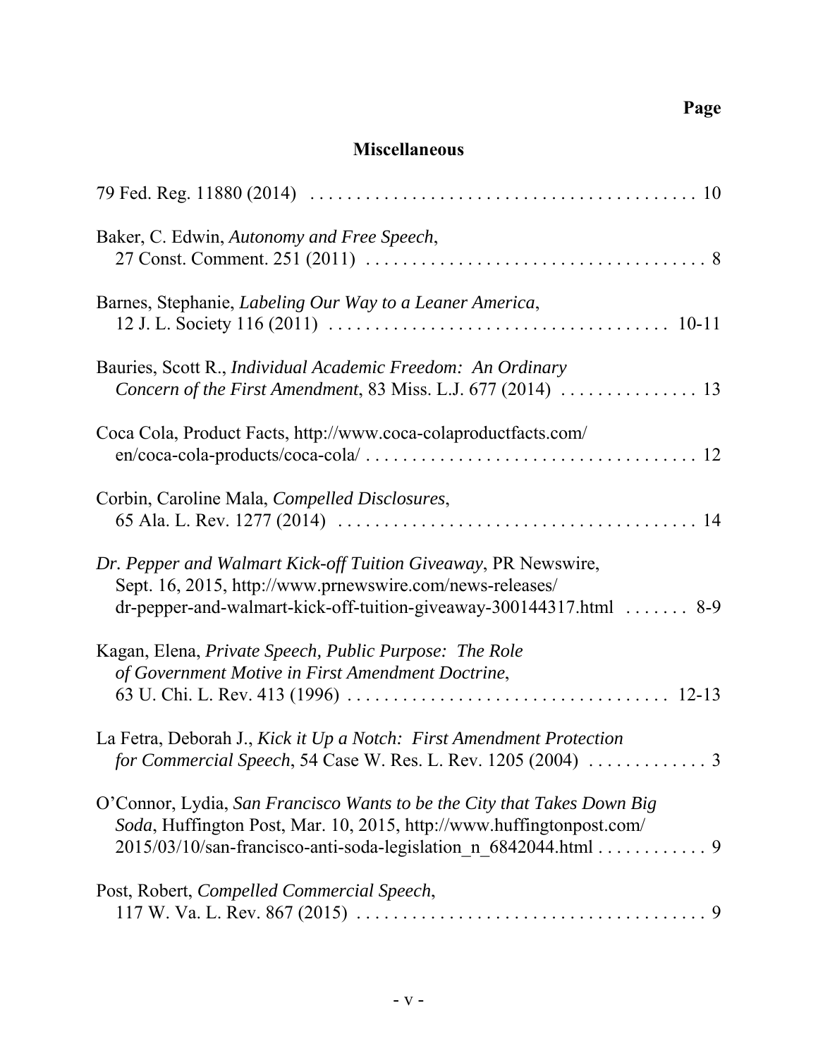**Page**

## Miscellaneous

79 Fed. Reg. 11880 (2014) . . . . . . . . . . . . . . . . . . . . . . . . . . . . . . . . . . . . . . . . . . 10

Baker, C. Edwin, *Autonomy and Free Speech*, 27 Const. Comment. 251 (2011) . . . . . . . . . . . . . . . . . . . . . . . . . . . . . . . . . . . . . 8

Barnes, Stephanie, *Labeling Our Way to a Leaner America*, 12 J. L. Society 116 (2011) . . . . . . . . . . . . . . . . . . . . . . . . . . . . . . . . . . . . 10-11

Bauries, Scott R., *Individual Academic Freedom: An Ordinary Concern of the First Amendment*, 83 Miss. L.J. 677 (2014) . . . . . . . . . . . . . . . 13

Coca Cola, Product Facts, http://www.coca-colaproductfacts.com/en/coca-cola-products/coca-cola/ . . . . . . . . . . . . . . . . . . . . . . . . . . . . . . . . . . . . 12

Corbin, Caroline Mala, *Compelled Disclosures*, 65 Ala. L. Rev. 1277 (2014) . . . . . . . . . . . . . . . . . . . . . . . . . . . . . . . . . . . . . . . 14

*Dr. Pepper and Walmart Kick-off Tuition Giveaway*, PR Newswire, Sept. 16, 2015, http://www.prnewswire.com/news-releases/dr-pepper-and-walmart-kick-off-tuition-giveaway-300144317.html . . . . . . . 8-9

Kagan, Elena, *Private Speech, Public Purpose: The Role of Government Motive in First Amendment Doctrine*, 63 U. Chi. L. Rev. 413 (1996) . . . . . . . . . . . . . . . . . . . . . . . . . . . . . . . . . . 12-13

La Fetra, Deborah J., *Kick it Up a Notch: First Amendment Protection for Commercial Speech*, 54 Case W. Res. L. Rev. 1205 (2004) . . . . . . . . . . . . . 3

O'Connor, Lydia, *San Francisco Wants to be the City that Takes Down Big Soda*, Huffington Post, Mar. 10, 2015, http://www.huffingtonpost.com/2015/03/10/san-francisco-anti-soda-legislation_n_6842044.html . . . . . . . . . . . . 9

Post, Robert, *Compelled Commercial Speech*, 117 W. Va. L. Rev. 867 (2015) . . . . . . . . . . . . . . . . . . . . . . . . . . . . . . . . . . . . . . 9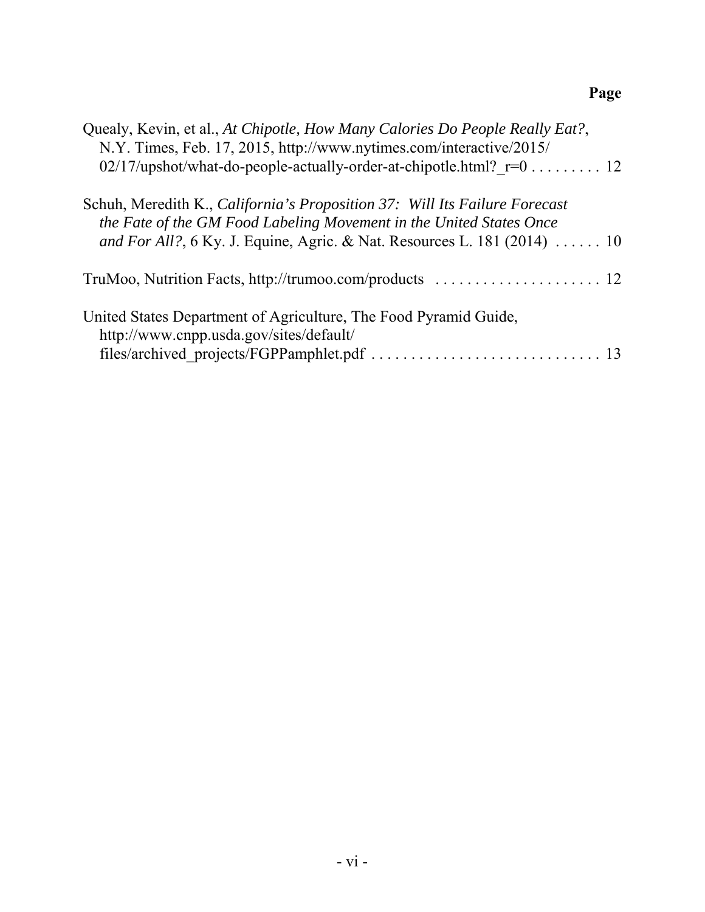**Page**

Quealy, Kevin, et al., *At Chipotle, How Many Calories Do People Really Eat?*, N.Y. Times, Feb. 17, 2015, http://www.nytimes.com/interactive/2015/02/17/upshot/what-do-people-actually-order-at-chipotle.html?_r=0 . . . . . . . . . 12

Schuh, Meredith K., *California's Proposition 37: Will Its Failure Forecast the Fate of the GM Food Labeling Movement in the United States Once and For All?*, 6 Ky. J. Equine, Agric. & Nat. Resources L. 181 (2014) . . . . . . 10

TruMoo, Nutrition Facts, http://trumoo.com/products . . . . . . . . . . . . . . . . . . . . . 12

United States Department of Agriculture, The Food Pyramid Guide, http://www.cnpp.usda.gov/sites/default/files/archived_projects/FGPPamphlet.pdf . . . . . . . . . . . . . . . . . . . . . . . . . . . . . 13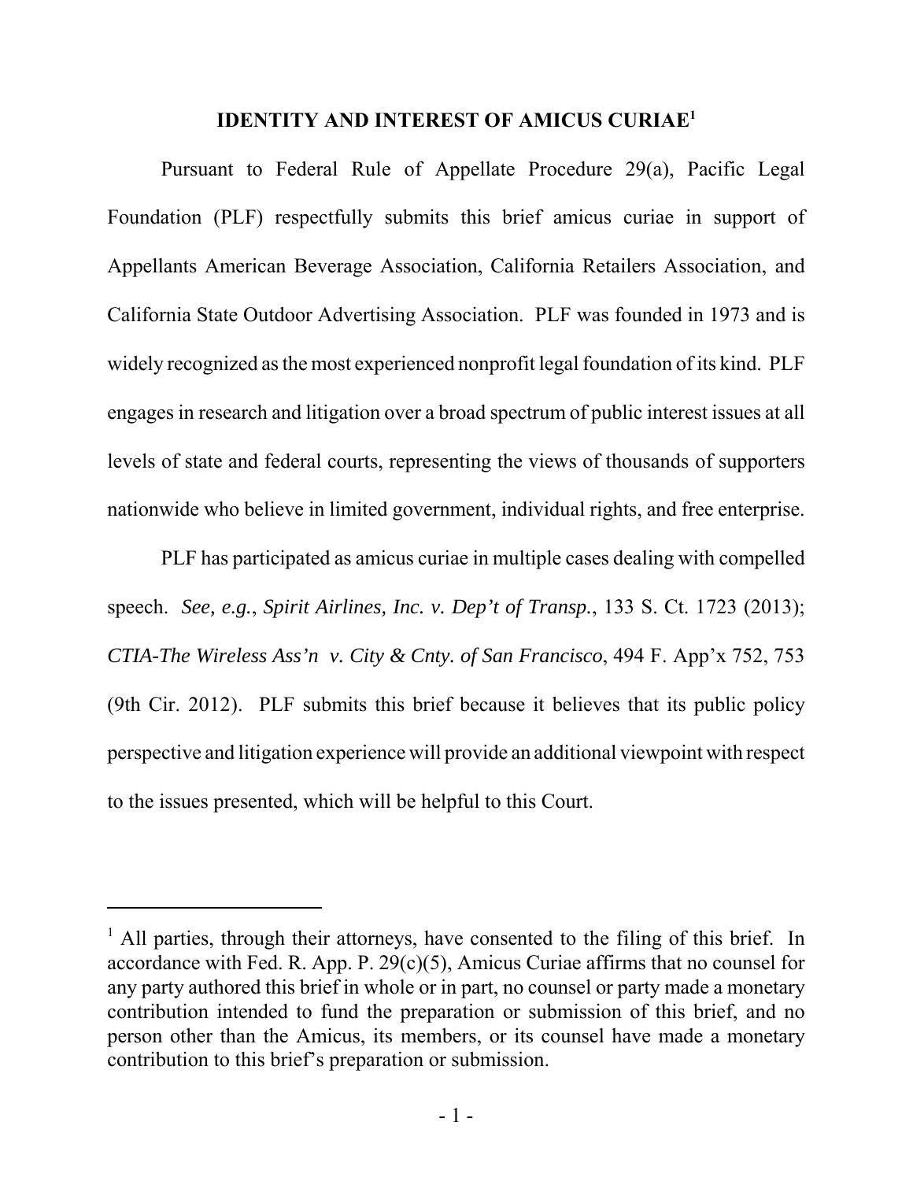## IDENTITY AND INTEREST OF AMICUS CURIAE[1]

Pursuant to Federal Rule of Appellate Procedure 29(a), Pacific Legal Foundation (PLF) respectfully submits this brief amicus curiae in support of Appellants American Beverage Association, California Retailers Association, and California State Outdoor Advertising Association. PLF was founded in 1973 and is widely recognized as the most experienced nonprofit legal foundation of its kind. PLF engages in research and litigation over a broad spectrum of public interest issues at all levels of state and federal courts, representing the views of thousands of supporters nationwide who believe in limited government, individual rights, and free enterprise.

PLF has participated as amicus curiae in multiple cases dealing with compelled speech. *See, e.g.*, *Spirit Airlines, Inc. v. Dep't of Transp.*, 133 S. Ct. 1723 (2013); *CTIA-The Wireless Ass'n v. City & Cnty. of San Francisco*, 494 F. App'x 752, 753 (9th Cir. 2012). PLF submits this brief because it believes that its public policy perspective and litigation experience will provide an additional viewpoint with respect to the issues presented, which will be helpful to this Court.

---

[1] All parties, through their attorneys, have consented to the filing of this brief. In accordance with Fed. R. App. P. 29(c)(5), Amicus Curiae affirms that no counsel for any party authored this brief in whole or in part, no counsel or party made a monetary contribution intended to fund the preparation or submission of this brief, and no person other than the Amicus, its members, or its counsel have made a monetary contribution to this brief's preparation or submission.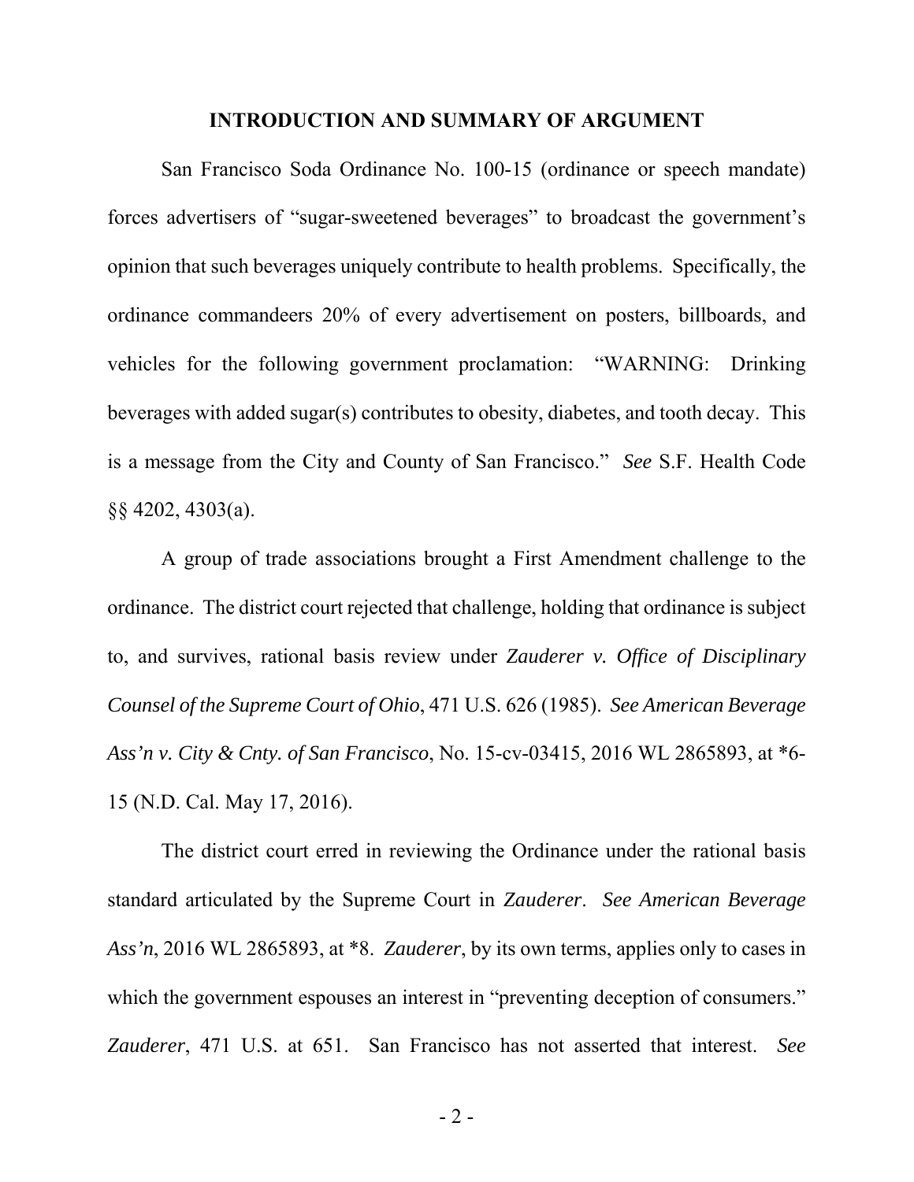## INTRODUCTION AND SUMMARY OF ARGUMENT

San Francisco Soda Ordinance No. 100-15 (ordinance or speech mandate) forces advertisers of "sugar-sweetened beverages" to broadcast the government's opinion that such beverages uniquely contribute to health problems. Specifically, the ordinance commandeers 20% of every advertisement on posters, billboards, and vehicles for the following government proclamation: "WARNING: Drinking beverages with added sugar(s) contributes to obesity, diabetes, and tooth decay. This is a message from the City and County of San Francisco." *See* S.F. Health Code §§ 4202, 4303(a).

A group of trade associations brought a First Amendment challenge to the ordinance. The district court rejected that challenge, holding that ordinance is subject to, and survives, rational basis review under *Zauderer v. Office of Disciplinary Counsel of the Supreme Court of Ohio*, 471 U.S. 626 (1985). *See American Beverage Ass'n v. City & Cnty. of San Francisco*, No. 15-cv-03415, 2016 WL 2865893, at *6-15 (N.D. Cal. May 17, 2016).

The district court erred in reviewing the Ordinance under the rational basis standard articulated by the Supreme Court in *Zauderer*. *See American Beverage Ass'n*, 2016 WL 2865893, at *8. *Zauderer*, by its own terms, applies only to cases in which the government espouses an interest in "preventing deception of consumers." *Zauderer*, 471 U.S. at 651. San Francisco has not asserted that interest. *See*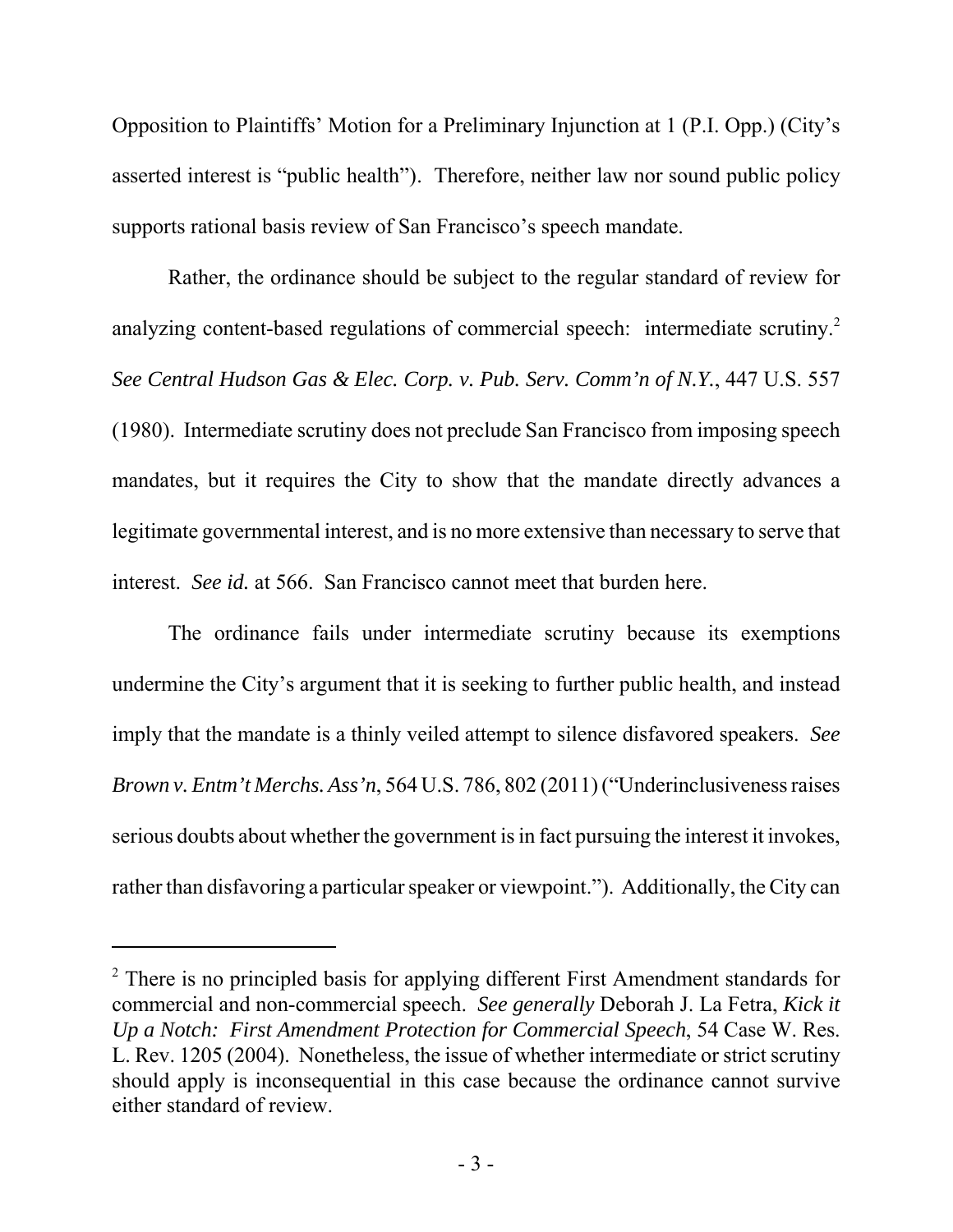Opposition to Plaintiffs' Motion for a Preliminary Injunction at 1 (P.I. Opp.) (City's asserted interest is "public health"). Therefore, neither law nor sound public policy supports rational basis review of San Francisco's speech mandate.

Rather, the ordinance should be subject to the regular standard of review for analyzing content-based regulations of commercial speech: intermediate scrutiny.[2] *See Central Hudson Gas & Elec. Corp. v. Pub. Serv. Comm'n of N.Y.*, 447 U.S. 557 (1980). Intermediate scrutiny does not preclude San Francisco from imposing speech mandates, but it requires the City to show that the mandate directly advances a legitimate governmental interest, and is no more extensive than necessary to serve that interest. *See id.* at 566. San Francisco cannot meet that burden here.

The ordinance fails under intermediate scrutiny because its exemptions undermine the City's argument that it is seeking to further public health, and instead imply that the mandate is a thinly veiled attempt to silence disfavored speakers. *See Brown v. Entm't Merchs. Ass'n*, 564 U.S. 786, 802 (2011) ("Underinclusiveness raises serious doubts about whether the government is in fact pursuing the interest it invokes, rather than disfavoring a particular speaker or viewpoint."). Additionally, the City can

---

[2] There is no principled basis for applying different First Amendment standards for commercial and non-commercial speech. *See generally* Deborah J. La Fetra, *Kick it Up a Notch: First Amendment Protection for Commercial Speech*, 54 Case W. Res. L. Rev. 1205 (2004). Nonetheless, the issue of whether intermediate or strict scrutiny should apply is inconsequential in this case because the ordinance cannot survive either standard of review.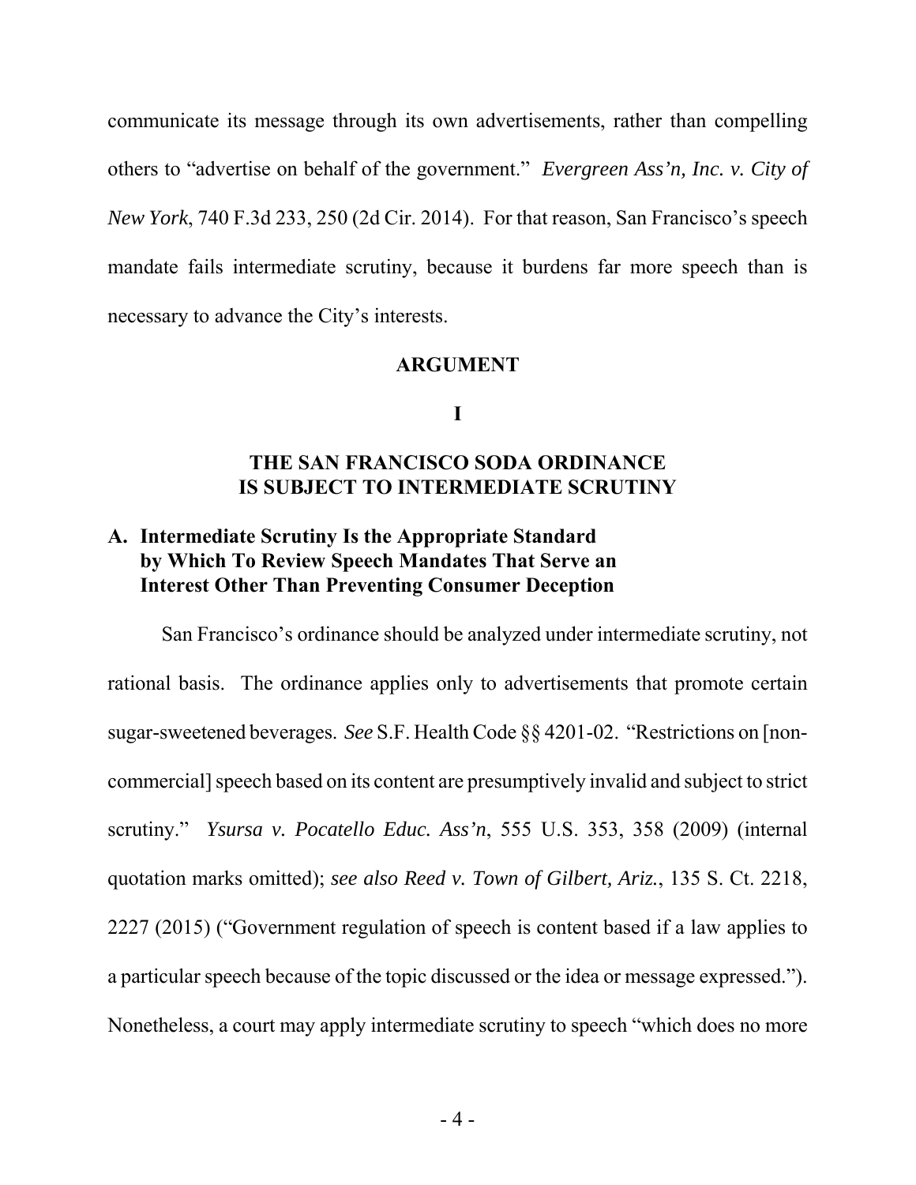communicate its message through its own advertisements, rather than compelling others to "advertise on behalf of the government." *Evergreen Ass'n, Inc. v. City of New York*, 740 F.3d 233, 250 (2d Cir. 2014). For that reason, San Francisco's speech mandate fails intermediate scrutiny, because it burdens far more speech than is necessary to advance the City's interests.

# ARGUMENT

## I

## THE SAN FRANCISCO SODA ORDINANCE IS SUBJECT TO INTERMEDIATE SCRUTINY

### A. Intermediate Scrutiny Is the Appropriate Standard by Which To Review Speech Mandates That Serve an Interest Other Than Preventing Consumer Deception

San Francisco's ordinance should be analyzed under intermediate scrutiny, not rational basis. The ordinance applies only to advertisements that promote certain sugar-sweetened beverages. *See* S.F. Health Code §§ 4201-02. "Restrictions on [non-commercial] speech based on its content are presumptively invalid and subject to strict scrutiny." *Ysursa v. Pocatello Educ. Ass'n*, 555 U.S. 353, 358 (2009) (internal quotation marks omitted); *see also Reed v. Town of Gilbert, Ariz.*, 135 S. Ct. 2218, 2227 (2015) ("Government regulation of speech is content based if a law applies to a particular speech because of the topic discussed or the idea or message expressed."). Nonetheless, a court may apply intermediate scrutiny to speech "which does no more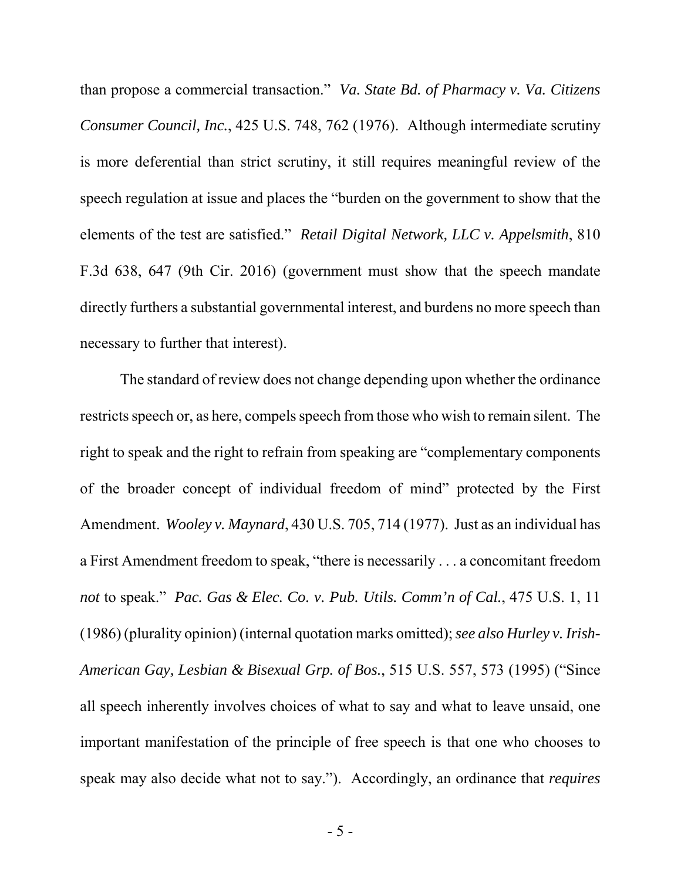than propose a commercial transaction." *Va. State Bd. of Pharmacy v. Va. Citizens Consumer Council, Inc.*, 425 U.S. 748, 762 (1976). Although intermediate scrutiny is more deferential than strict scrutiny, it still requires meaningful review of the speech regulation at issue and places the "burden on the government to show that the elements of the test are satisfied." *Retail Digital Network, LLC v. Appelsmith*, 810 F.3d 638, 647 (9th Cir. 2016) (government must show that the speech mandate directly furthers a substantial governmental interest, and burdens no more speech than necessary to further that interest).

The standard of review does not change depending upon whether the ordinance restricts speech or, as here, compels speech from those who wish to remain silent. The right to speak and the right to refrain from speaking are "complementary components of the broader concept of individual freedom of mind" protected by the First Amendment. *Wooley v. Maynard*, 430 U.S. 705, 714 (1977). Just as an individual has a First Amendment freedom to speak, "there is necessarily . . . a concomitant freedom *not* to speak." *Pac. Gas & Elec. Co. v. Pub. Utils. Comm'n of Cal.*, 475 U.S. 1, 11 (1986) (plurality opinion) (internal quotation marks omitted); *see also Hurley v. Irish-American Gay, Lesbian & Bisexual Grp. of Bos.*, 515 U.S. 557, 573 (1995) ("Since all speech inherently involves choices of what to say and what to leave unsaid, one important manifestation of the principle of free speech is that one who chooses to speak may also decide what not to say."). Accordingly, an ordinance that *requires*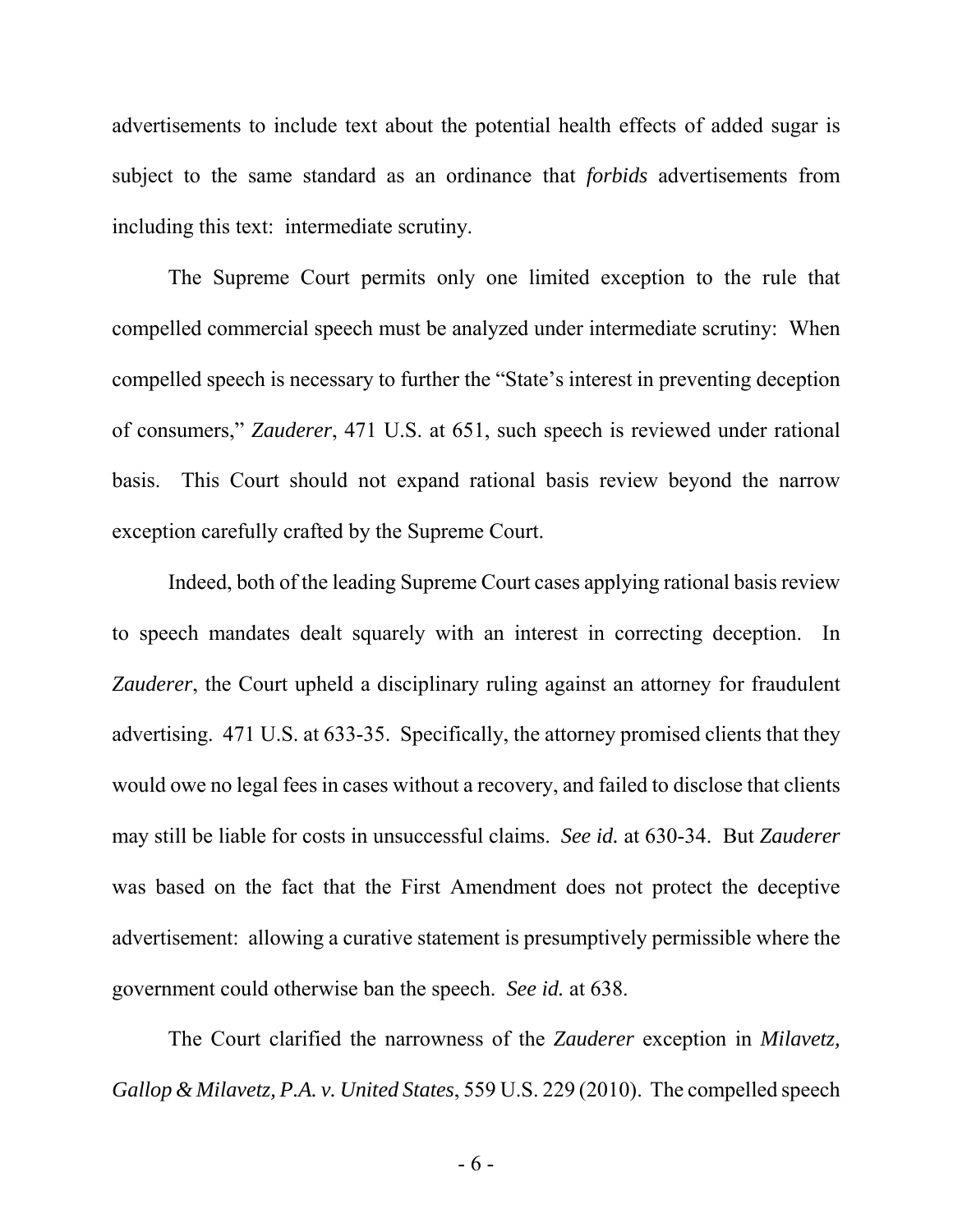advertisements to include text about the potential health effects of added sugar is subject to the same standard as an ordinance that *forbids* advertisements from including this text: intermediate scrutiny.

The Supreme Court permits only one limited exception to the rule that compelled commercial speech must be analyzed under intermediate scrutiny: When compelled speech is necessary to further the "State's interest in preventing deception of consumers," *Zauderer*, 471 U.S. at 651, such speech is reviewed under rational basis. This Court should not expand rational basis review beyond the narrow exception carefully crafted by the Supreme Court.

Indeed, both of the leading Supreme Court cases applying rational basis review to speech mandates dealt squarely with an interest in correcting deception. In *Zauderer*, the Court upheld a disciplinary ruling against an attorney for fraudulent advertising. 471 U.S. at 633-35. Specifically, the attorney promised clients that they would owe no legal fees in cases without a recovery, and failed to disclose that clients may still be liable for costs in unsuccessful claims. *See id.* at 630-34. But *Zauderer* was based on the fact that the First Amendment does not protect the deceptive advertisement: allowing a curative statement is presumptively permissible where the government could otherwise ban the speech. *See id.* at 638.

The Court clarified the narrowness of the *Zauderer* exception in *Milavetz, Gallop & Milavetz, P.A. v. United States*, 559 U.S. 229 (2010). The compelled speech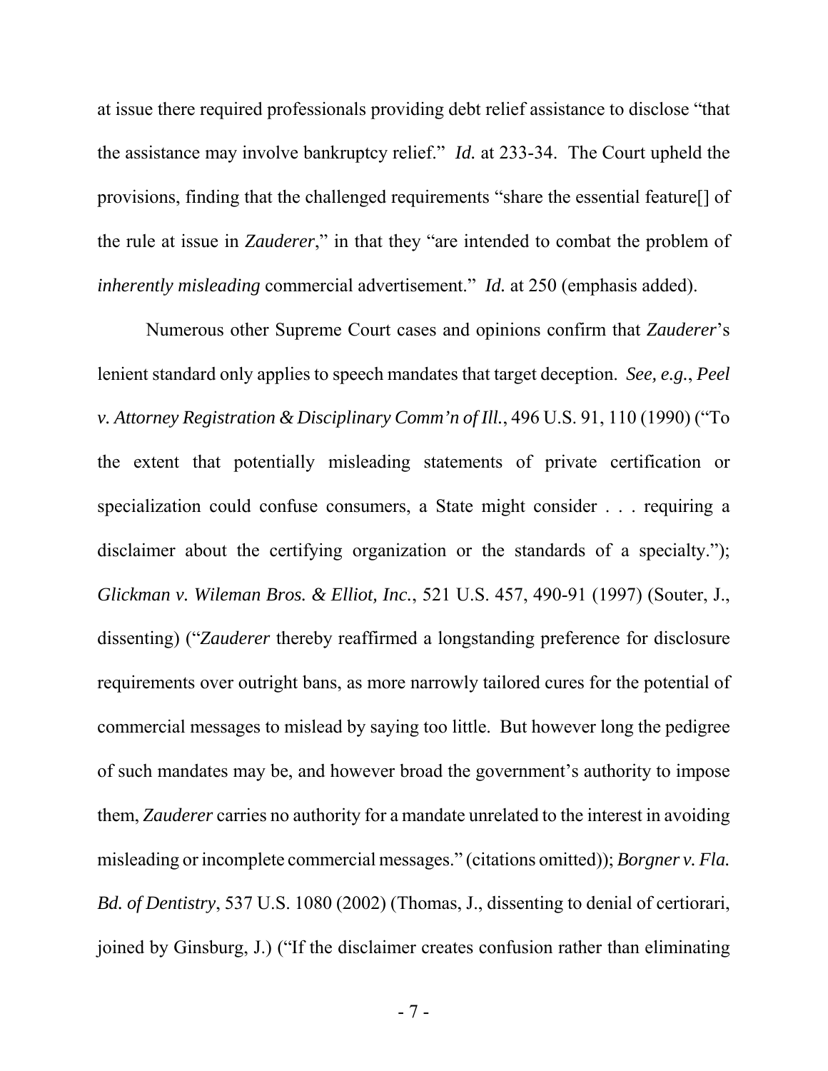at issue there required professionals providing debt relief assistance to disclose "that the assistance may involve bankruptcy relief." *Id.* at 233-34. The Court upheld the provisions, finding that the challenged requirements "share the essential feature[] of the rule at issue in *Zauderer*," in that they "are intended to combat the problem of *inherently misleading* commercial advertisement." *Id.* at 250 (emphasis added).

Numerous other Supreme Court cases and opinions confirm that *Zauderer*'s lenient standard only applies to speech mandates that target deception. *See, e.g.*, *Peel v. Attorney Registration & Disciplinary Comm'n of Ill.*, 496 U.S. 91, 110 (1990) ("To the extent that potentially misleading statements of private certification or specialization could confuse consumers, a State might consider . . . requiring a disclaimer about the certifying organization or the standards of a specialty."); *Glickman v. Wileman Bros. & Elliot, Inc.*, 521 U.S. 457, 490-91 (1997) (Souter, J., dissenting) ("*Zauderer* thereby reaffirmed a longstanding preference for disclosure requirements over outright bans, as more narrowly tailored cures for the potential of commercial messages to mislead by saying too little. But however long the pedigree of such mandates may be, and however broad the government's authority to impose them, *Zauderer* carries no authority for a mandate unrelated to the interest in avoiding misleading or incomplete commercial messages." (citations omitted)); *Borgner v. Fla. Bd. of Dentistry*, 537 U.S. 1080 (2002) (Thomas, J., dissenting to denial of certiorari, joined by Ginsburg, J.) ("If the disclaimer creates confusion rather than eliminating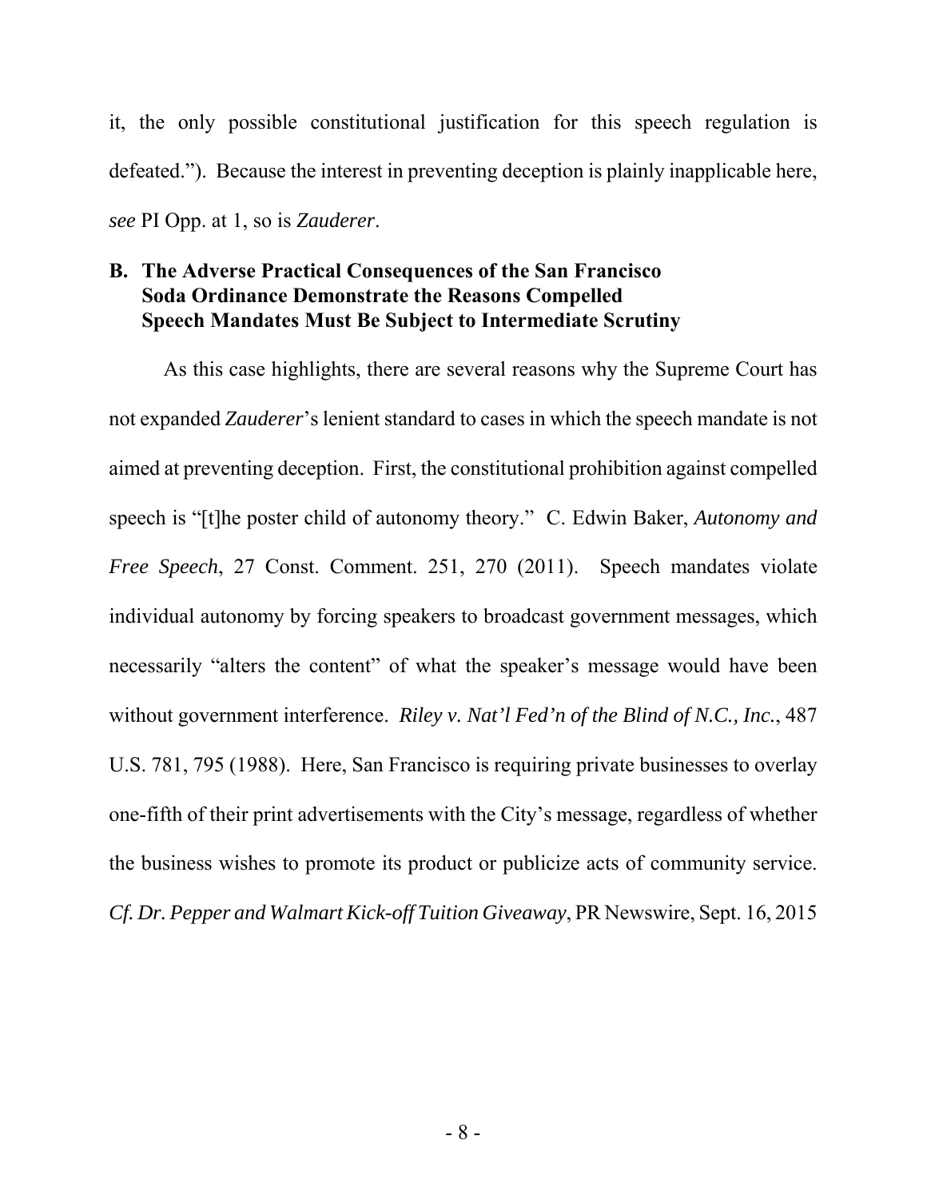it, the only possible constitutional justification for this speech regulation is defeated."). Because the interest in preventing deception is plainly inapplicable here, *see* PI Opp. at 1, so is *Zauderer*.

### B. The Adverse Practical Consequences of the San Francisco Soda Ordinance Demonstrate the Reasons Compelled Speech Mandates Must Be Subject to Intermediate Scrutiny

As this case highlights, there are several reasons why the Supreme Court has not expanded *Zauderer*'s lenient standard to cases in which the speech mandate is not aimed at preventing deception. First, the constitutional prohibition against compelled speech is "[t]he poster child of autonomy theory." C. Edwin Baker, *Autonomy and Free Speech*, 27 Const. Comment. 251, 270 (2011). Speech mandates violate individual autonomy by forcing speakers to broadcast government messages, which necessarily "alters the content" of what the speaker's message would have been without government interference. *Riley v. Nat'l Fed'n of the Blind of N.C., Inc.*, 487 U.S. 781, 795 (1988). Here, San Francisco is requiring private businesses to overlay one-fifth of their print advertisements with the City's message, regardless of whether the business wishes to promote its product or publicize acts of community service. *Cf. Dr. Pepper and Walmart Kick-off Tuition Giveaway*, PR Newswire, Sept. 16, 2015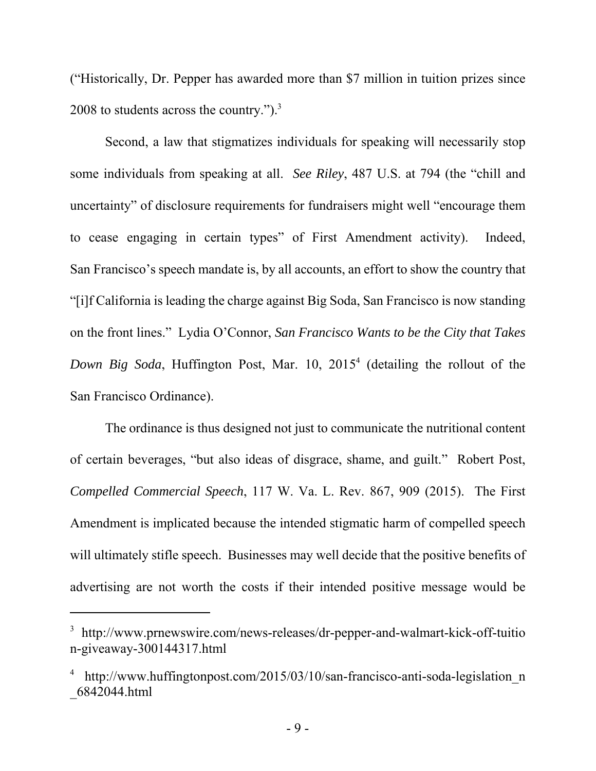("Historically, Dr. Pepper has awarded more than $7 million in tuition prizes since 2008 to students across the country.").[3]

Second, a law that stigmatizes individuals for speaking will necessarily stop some individuals from speaking at all. *See Riley*, 487 U.S. at 794 (the "chill and uncertainty" of disclosure requirements for fundraisers might well "encourage them to cease engaging in certain types" of First Amendment activity). Indeed, San Francisco's speech mandate is, by all accounts, an effort to show the country that "[i]f California is leading the charge against Big Soda, San Francisco is now standing on the front lines." Lydia O'Connor, *San Francisco Wants to be the City that Takes Down Big Soda*, Huffington Post, Mar. 10, 2015[4] (detailing the rollout of the San Francisco Ordinance).

The ordinance is thus designed not just to communicate the nutritional content of certain beverages, "but also ideas of disgrace, shame, and guilt." Robert Post, *Compelled Commercial Speech*, 117 W. Va. L. Rev. 867, 909 (2015). The First Amendment is implicated because the intended stigmatic harm of compelled speech will ultimately stifle speech. Businesses may well decide that the positive benefits of advertising are not worth the costs if their intended positive message would be

---

[3] http://www.prnewswire.com/news-releases/dr-pepper-and-walmart-kick-off-tuition-giveaway-300144317.html

[4] http://www.huffingtonpost.com/2015/03/10/san-francisco-anti-soda-legislation_n_6842044.html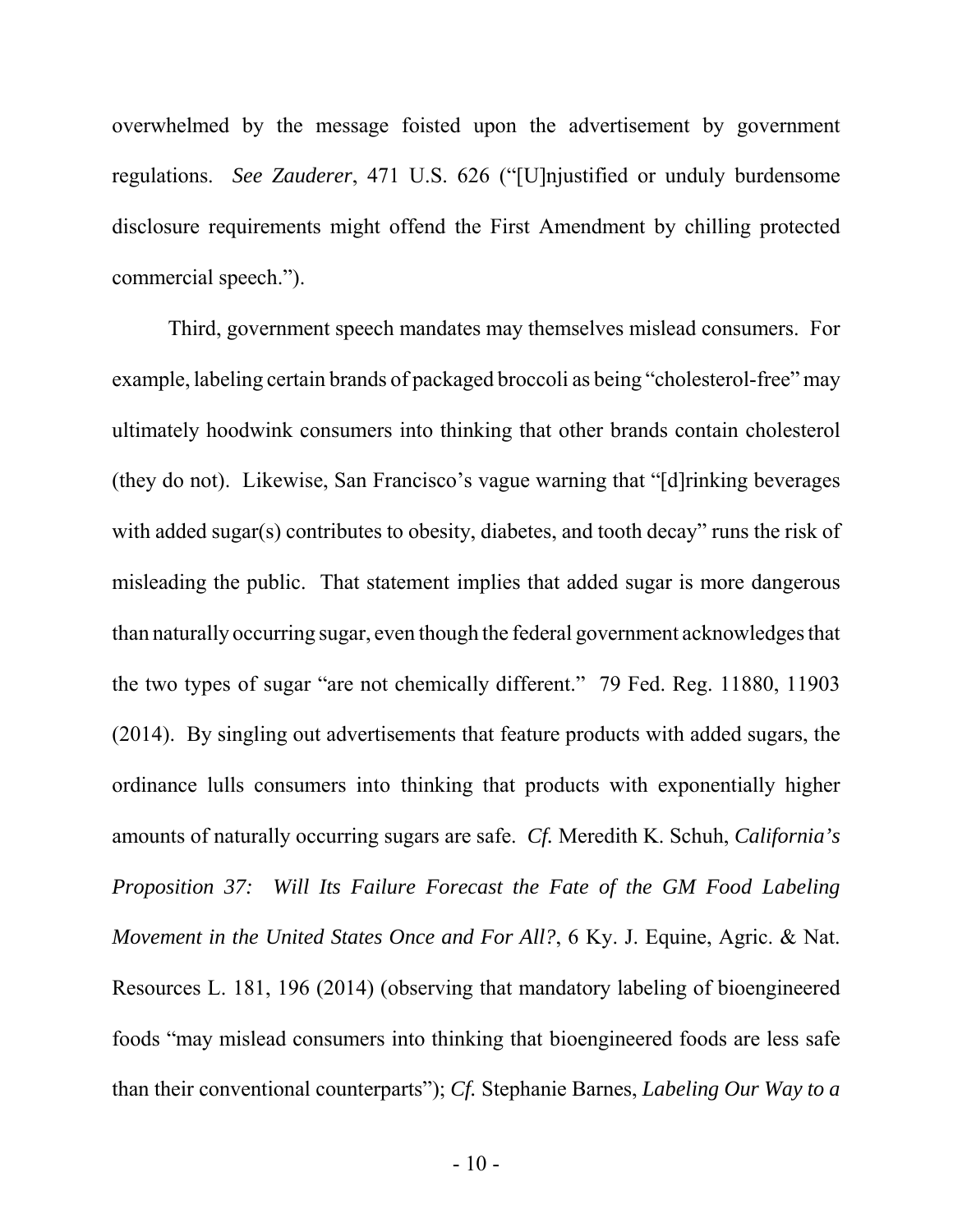overwhelmed by the message foisted upon the advertisement by government regulations. *See Zauderer*, 471 U.S. 626 ("[U]njustified or unduly burdensome disclosure requirements might offend the First Amendment by chilling protected commercial speech.").

Third, government speech mandates may themselves mislead consumers. For example, labeling certain brands of packaged broccoli as being "cholesterol-free" may ultimately hoodwink consumers into thinking that other brands contain cholesterol (they do not). Likewise, San Francisco's vague warning that "[d]rinking beverages with added sugar(s) contributes to obesity, diabetes, and tooth decay" runs the risk of misleading the public. That statement implies that added sugar is more dangerous than naturally occurring sugar, even though the federal government acknowledges that the two types of sugar "are not chemically different." 79 Fed. Reg. 11880, 11903 (2014). By singling out advertisements that feature products with added sugars, the ordinance lulls consumers into thinking that products with exponentially higher amounts of naturally occurring sugars are safe. *Cf.* Meredith K. Schuh, *California's Proposition 37: Will Its Failure Forecast the Fate of the GM Food Labeling Movement in the United States Once and For All?*, 6 Ky. J. Equine, Agric. & Nat. Resources L. 181, 196 (2014) (observing that mandatory labeling of bioengineered foods "may mislead consumers into thinking that bioengineered foods are less safe than their conventional counterparts"); *Cf.* Stephanie Barnes, *Labeling Our Way to a*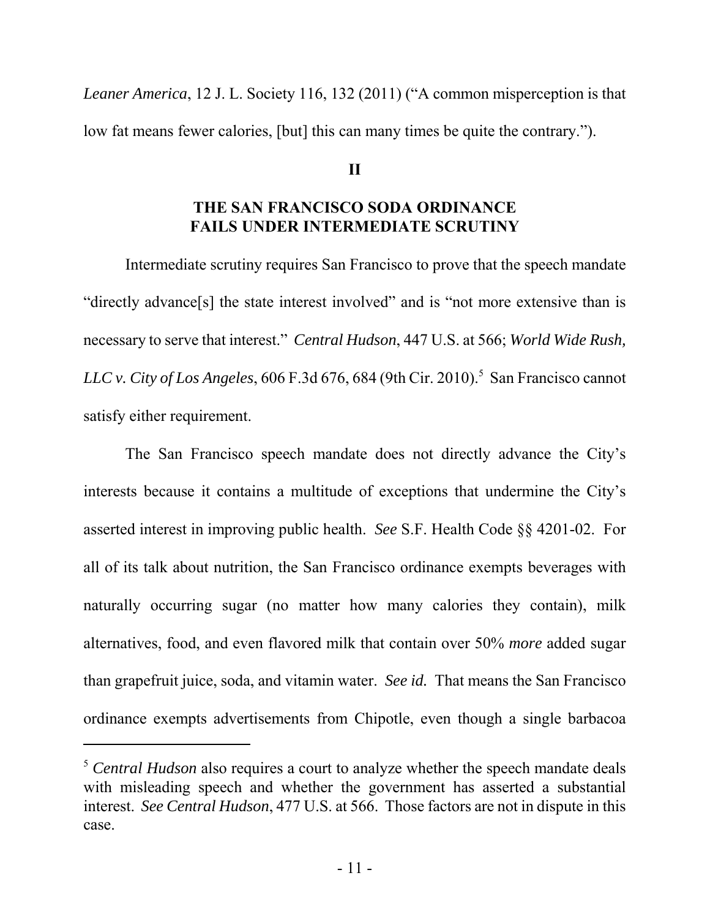*Leaner America*, 12 J. L. Society 116, 132 (2011) ("A common misperception is that low fat means fewer calories, [but] this can many times be quite the contrary.").

## II

## THE SAN FRANCISCO SODA ORDINANCE FAILS UNDER INTERMEDIATE SCRUTINY

Intermediate scrutiny requires San Francisco to prove that the speech mandate "directly advance[s] the state interest involved" and is "not more extensive than is necessary to serve that interest." *Central Hudson*, 447 U.S. at 566; *World Wide Rush, LLC v. City of Los Angeles*, 606 F.3d 676, 684 (9th Cir. 2010).[5] San Francisco cannot satisfy either requirement.

The San Francisco speech mandate does not directly advance the City's interests because it contains a multitude of exceptions that undermine the City's asserted interest in improving public health. *See* S.F. Health Code §§ 4201-02. For all of its talk about nutrition, the San Francisco ordinance exempts beverages with naturally occurring sugar (no matter how many calories they contain), milk alternatives, food, and even flavored milk that contain over 50% *more* added sugar than grapefruit juice, soda, and vitamin water. *See id.* That means the San Francisco ordinance exempts advertisements from Chipotle, even though a single barbacoa

---

[5] *Central Hudson* also requires a court to analyze whether the speech mandate deals with misleading speech and whether the government has asserted a substantial interest. *See Central Hudson*, 477 U.S. at 566. Those factors are not in dispute in this case.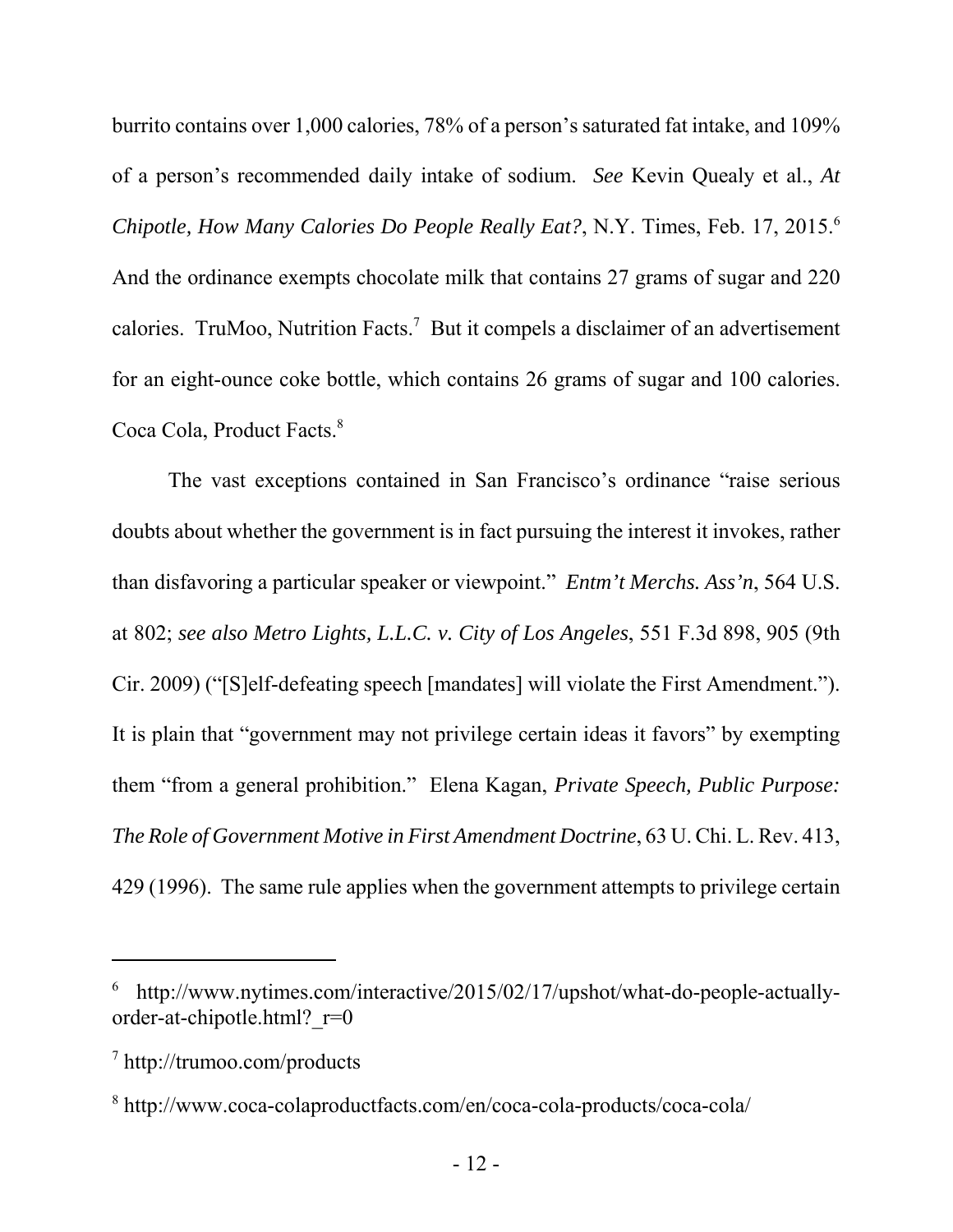burrito contains over 1,000 calories, 78% of a person's saturated fat intake, and 109% of a person's recommended daily intake of sodium. *See* Kevin Quealy et al., *At Chipotle, How Many Calories Do People Really Eat?*, N.Y. Times, Feb. 17, 2015.[6] And the ordinance exempts chocolate milk that contains 27 grams of sugar and 220 calories. TruMoo, Nutrition Facts.[7] But it compels a disclaimer of an advertisement for an eight-ounce coke bottle, which contains 26 grams of sugar and 100 calories. Coca Cola, Product Facts.[8]

The vast exceptions contained in San Francisco's ordinance "raise serious doubts about whether the government is in fact pursuing the interest it invokes, rather than disfavoring a particular speaker or viewpoint." *Entm't Merchs. Ass'n*, 564 U.S. at 802; *see also Metro Lights, L.L.C. v. City of Los Angeles*, 551 F.3d 898, 905 (9th Cir. 2009) ("[S]elf-defeating speech [mandates] will violate the First Amendment."). It is plain that "government may not privilege certain ideas it favors" by exempting them "from a general prohibition." Elena Kagan, *Private Speech, Public Purpose: The Role of Government Motive in First Amendment Doctrine*, 63 U. Chi. L. Rev. 413, 429 (1996). The same rule applies when the government attempts to privilege certain

---

[6] http://www.nytimes.com/interactive/2015/02/17/upshot/what-do-people-actually-order-at-chipotle.html?_r=0

[7] http://trumoo.com/products

[8] http://www.coca-colaproductfacts.com/en/coca-cola-products/coca-cola/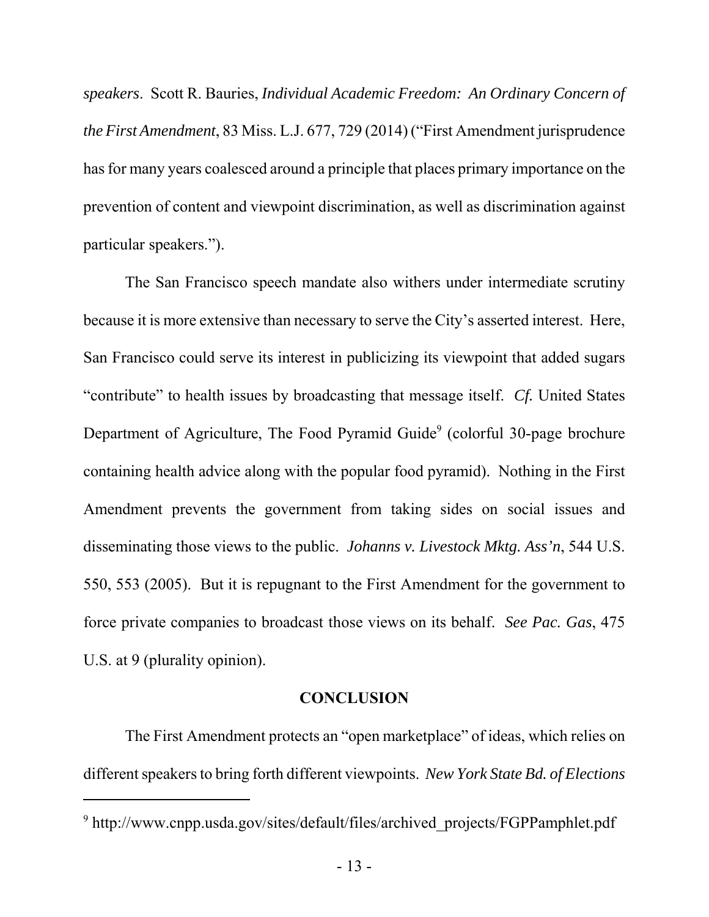*speakers*. Scott R. Bauries, *Individual Academic Freedom: An Ordinary Concern of the First Amendment*, 83 Miss. L.J. 677, 729 (2014) ("First Amendment jurisprudence has for many years coalesced around a principle that places primary importance on the prevention of content and viewpoint discrimination, as well as discrimination against particular speakers.").

The San Francisco speech mandate also withers under intermediate scrutiny because it is more extensive than necessary to serve the City's asserted interest. Here, San Francisco could serve its interest in publicizing its viewpoint that added sugars "contribute" to health issues by broadcasting that message itself. *Cf.* United States Department of Agriculture, The Food Pyramid Guide[9] (colorful 30-page brochure containing health advice along with the popular food pyramid). Nothing in the First Amendment prevents the government from taking sides on social issues and disseminating those views to the public. *Johanns v. Livestock Mktg. Ass'n*, 544 U.S. 550, 553 (2005). But it is repugnant to the First Amendment for the government to force private companies to broadcast those views on its behalf. *See Pac. Gas*, 475 U.S. at 9 (plurality opinion).

## CONCLUSION

The First Amendment protects an "open marketplace" of ideas, which relies on different speakers to bring forth different viewpoints. *New York State Bd. of Elections*

---

[9] http://www.cnpp.usda.gov/sites/default/files/archived_projects/FGPPamphlet.pdf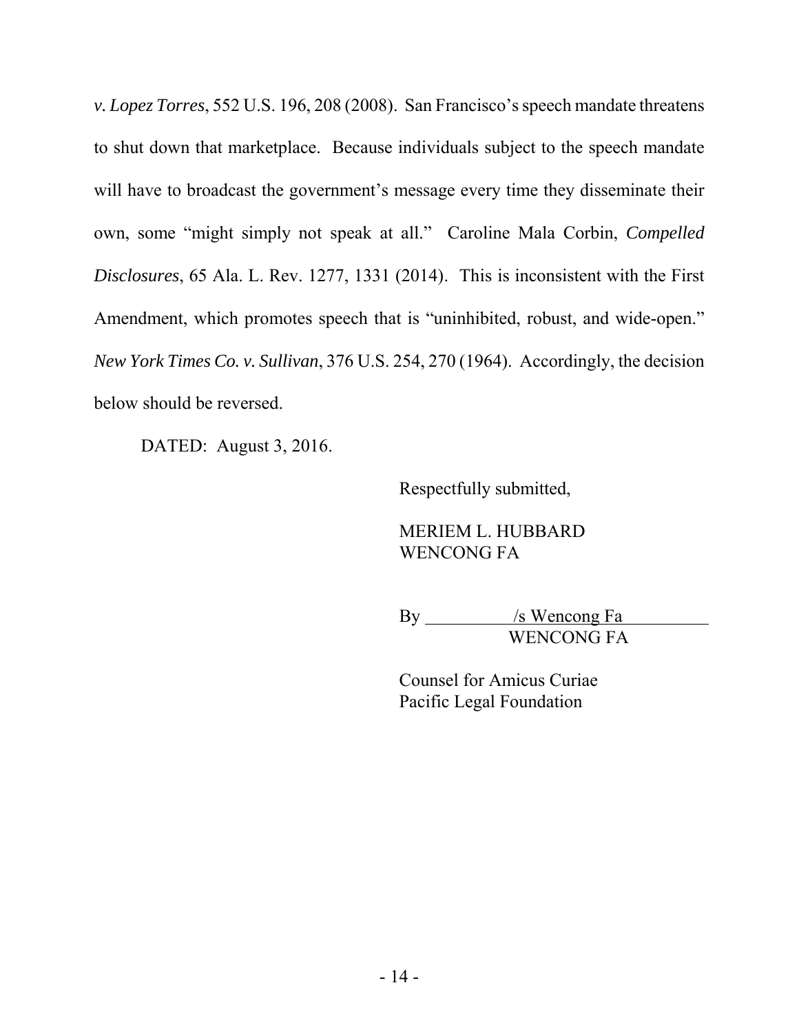*v. Lopez Torres*, 552 U.S. 196, 208 (2008). San Francisco's speech mandate threatens to shut down that marketplace. Because individuals subject to the speech mandate will have to broadcast the government's message every time they disseminate their own, some "might simply not speak at all." Caroline Mala Corbin, *Compelled Disclosures*, 65 Ala. L. Rev. 1277, 1331 (2014). This is inconsistent with the First Amendment, which promotes speech that is "uninhibited, robust, and wide-open." *New York Times Co. v. Sullivan*, 376 U.S. 254, 270 (1964). Accordingly, the decision below should be reversed.

DATED: August 3, 2016.

Respectfully submitted,

MERIEM L. HUBBARD
WENCONG FA

By /s Wencong Fa
WENCONG FA

Counsel for Amicus Curiae
Pacific Legal Foundation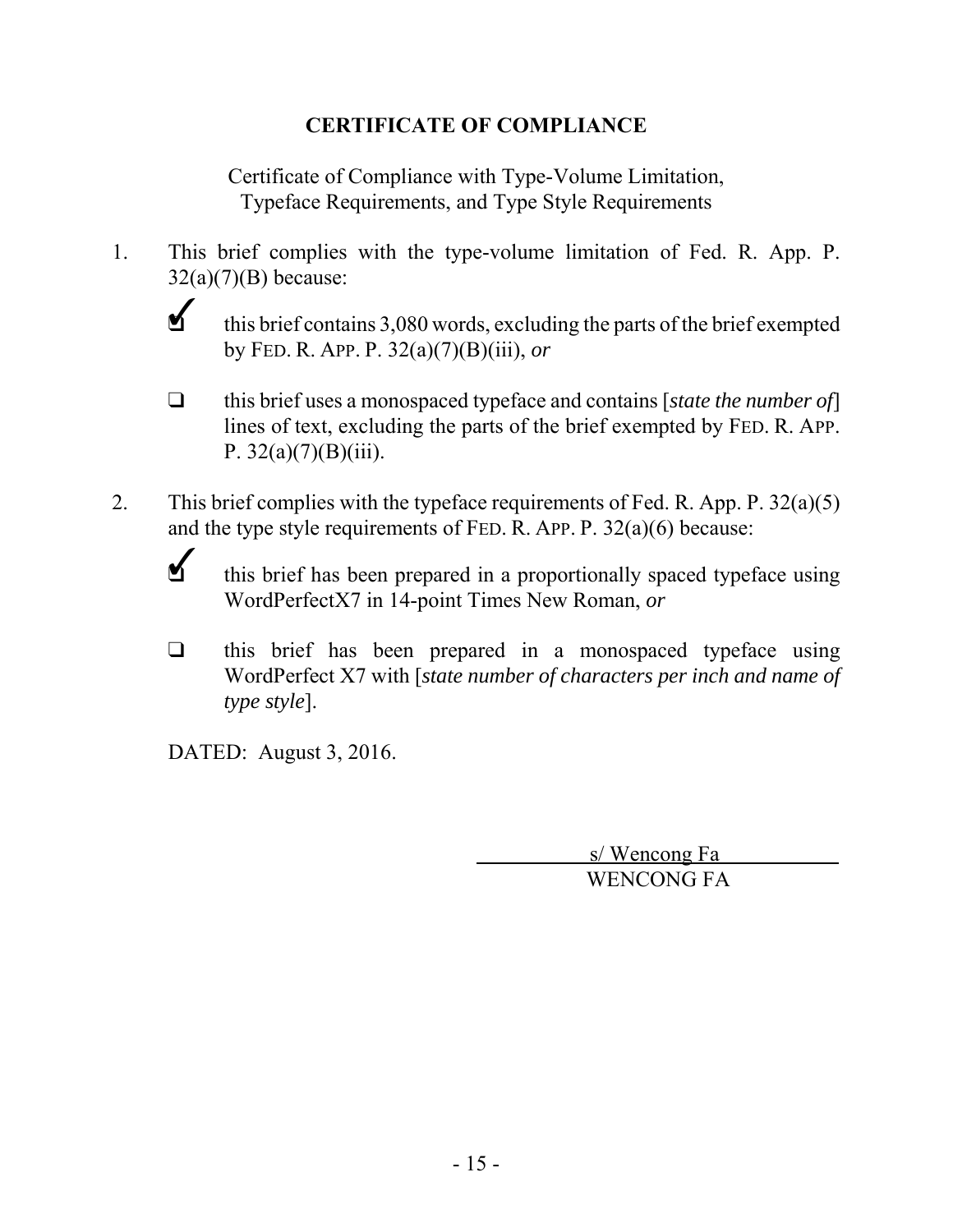## CERTIFICATE OF COMPLIANCE

Certificate of Compliance with Type-Volume Limitation,
Typeface Requirements, and Type Style Requirements

1. This brief complies with the type-volume limitation of Fed. R. App. P. 32(a)(7)(B) because:

   - [x] this brief contains 3,080 words, excluding the parts of the brief exempted by FED. R. APP. P. 32(a)(7)(B)(iii), *or*

   - [ ] this brief uses a monospaced typeface and contains [*state the number of*] lines of text, excluding the parts of the brief exempted by FED. R. APP. P. 32(a)(7)(B)(iii).

2. This brief complies with the typeface requirements of Fed. R. App. P. 32(a)(5) and the type style requirements of FED. R. APP. P. 32(a)(6) because:

   - [x] this brief has been prepared in a proportionally spaced typeface using WordPerfectX7 in 14-point Times New Roman, *or*

   - [ ] this brief has been prepared in a monospaced typeface using WordPerfect X7 with [*state number of characters per inch and name of type style*].

DATED: August 3, 2016.

s/ Wencong Fa
WENCONG FA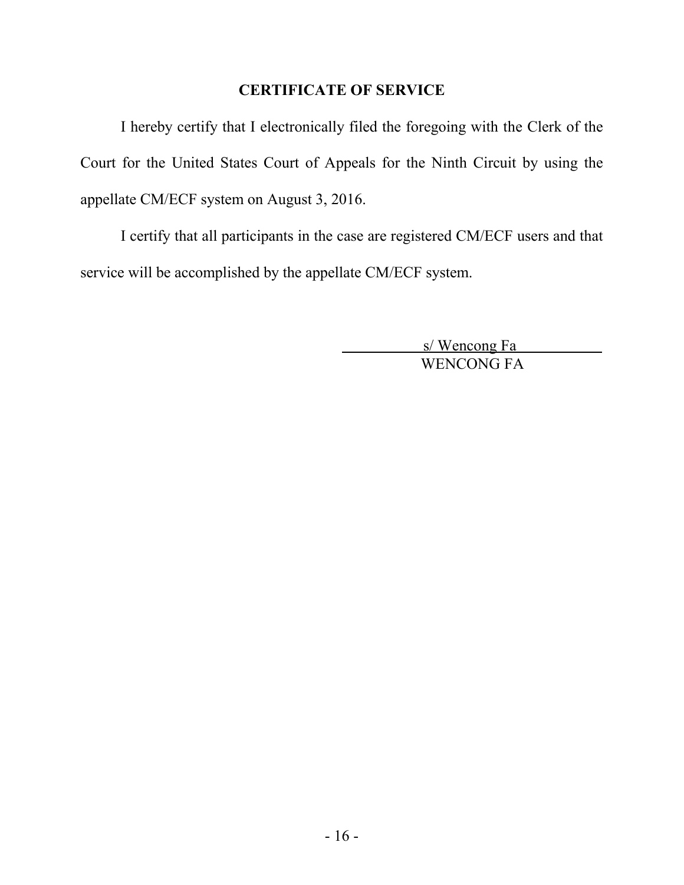## CERTIFICATE OF SERVICE

I hereby certify that I electronically filed the foregoing with the Clerk of the Court for the United States Court of Appeals for the Ninth Circuit by using the appellate CM/ECF system on August 3, 2016.

I certify that all participants in the case are registered CM/ECF users and that service will be accomplished by the appellate CM/ECF system.

s/ Wencong Fa
WENCONG FA